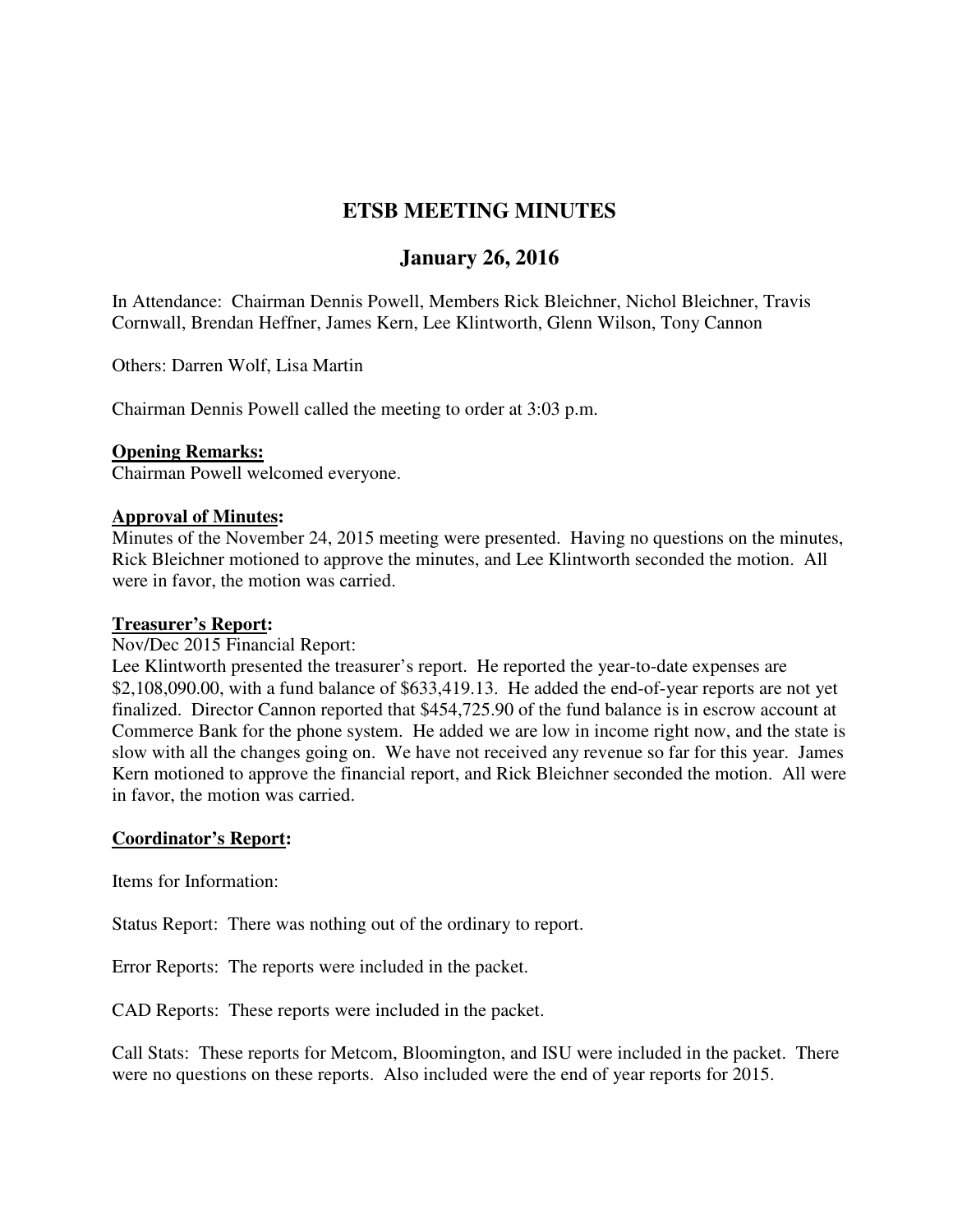# ETSB MEETING MINUTES

## January 26, 2016

In Attendance: Chairman Dennis Powell, Members Rick Bleichner, Nichol Bleichner, Travis Cornwall, Brendan Heffner, James Kern, Lee Klintworth, Glenn Wilson, Tony Cannon

Others: Darren Wolf, Lisa Martin

Chairman Dennis Powell called the meeting to order at 3:03 p.m.

**Opening Remarks:**
Chairman Powell welcomed everyone.

**Approval of Minutes:**
Minutes of the November 24, 2015 meeting were presented. Having no questions on the minutes, Rick Bleichner motioned to approve the minutes, and Lee Klintworth seconded the motion. All were in favor, the motion was carried.

**Treasurer's Report:**
Nov/Dec 2015 Financial Report:
Lee Klintworth presented the treasurer's report. He reported the year-to-date expenses are $2,108,090.00, with a fund balance of $633,419.13. He added the end-of-year reports are not yet finalized. Director Cannon reported that $454,725.90 of the fund balance is in escrow account at Commerce Bank for the phone system. He added we are low in income right now, and the state is slow with all the changes going on. We have not received any revenue so far for this year. James Kern motioned to approve the financial report, and Rick Bleichner seconded the motion. All were in favor, the motion was carried.

**Coordinator's Report:**

Items for Information:

Status Report: There was nothing out of the ordinary to report.

Error Reports: The reports were included in the packet.

CAD Reports: These reports were included in the packet.

Call Stats: These reports for Metcom, Bloomington, and ISU were included in the packet. There were no questions on these reports. Also included were the end of year reports for 2015.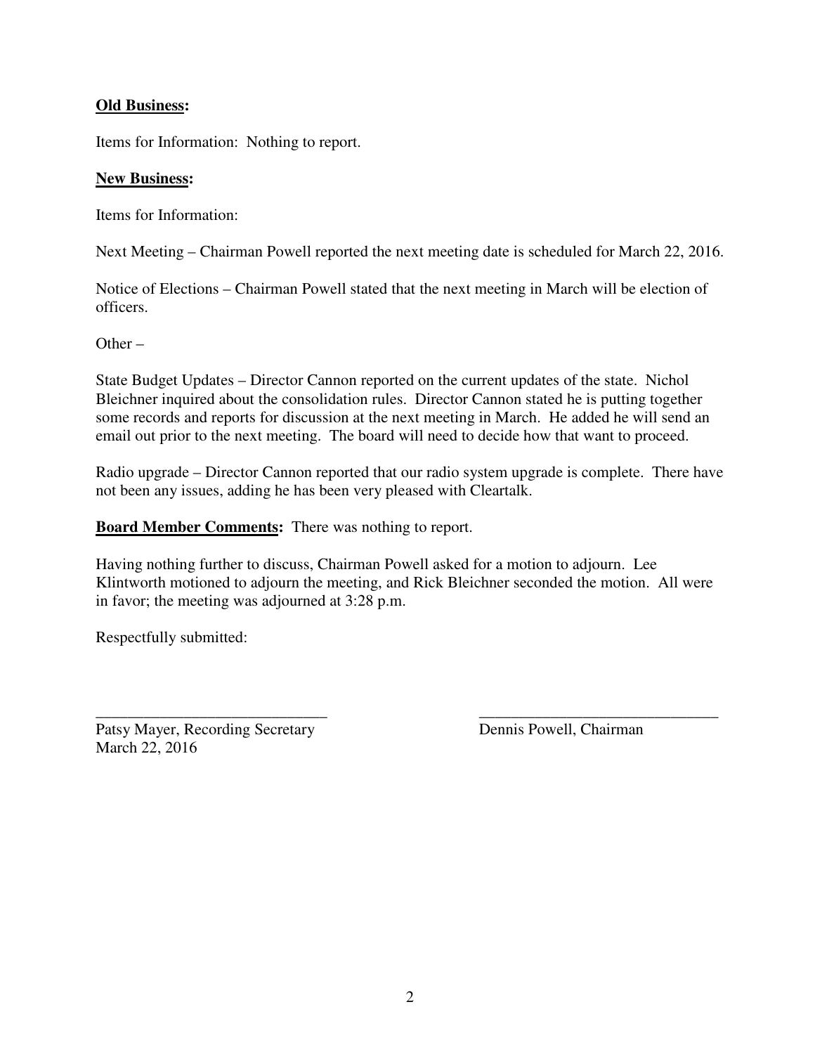**Old Business:**

Items for Information: Nothing to report.

**New Business:**

Items for Information:

Next Meeting – Chairman Powell reported the next meeting date is scheduled for March 22, 2016.

Notice of Elections – Chairman Powell stated that the next meeting in March will be election of officers.

Other –

State Budget Updates – Director Cannon reported on the current updates of the state. Nichol Bleichner inquired about the consolidation rules. Director Cannon stated he is putting together some records and reports for discussion at the next meeting in March. He added he will send an email out prior to the next meeting. The board will need to decide how that want to proceed.

Radio upgrade – Director Cannon reported that our radio system upgrade is complete. There have not been any issues, adding he has been very pleased with Cleartalk.

**Board Member Comments:** There was nothing to report.

Having nothing further to discuss, Chairman Powell asked for a motion to adjourn. Lee Klintworth motioned to adjourn the meeting, and Rick Bleichner seconded the motion. All were in favor; the meeting was adjourned at 3:28 p.m.

Respectfully submitted:

_____________________________ _____________________________

Patsy Mayer, Recording Secretary Dennis Powell, Chairman
March 22, 2016